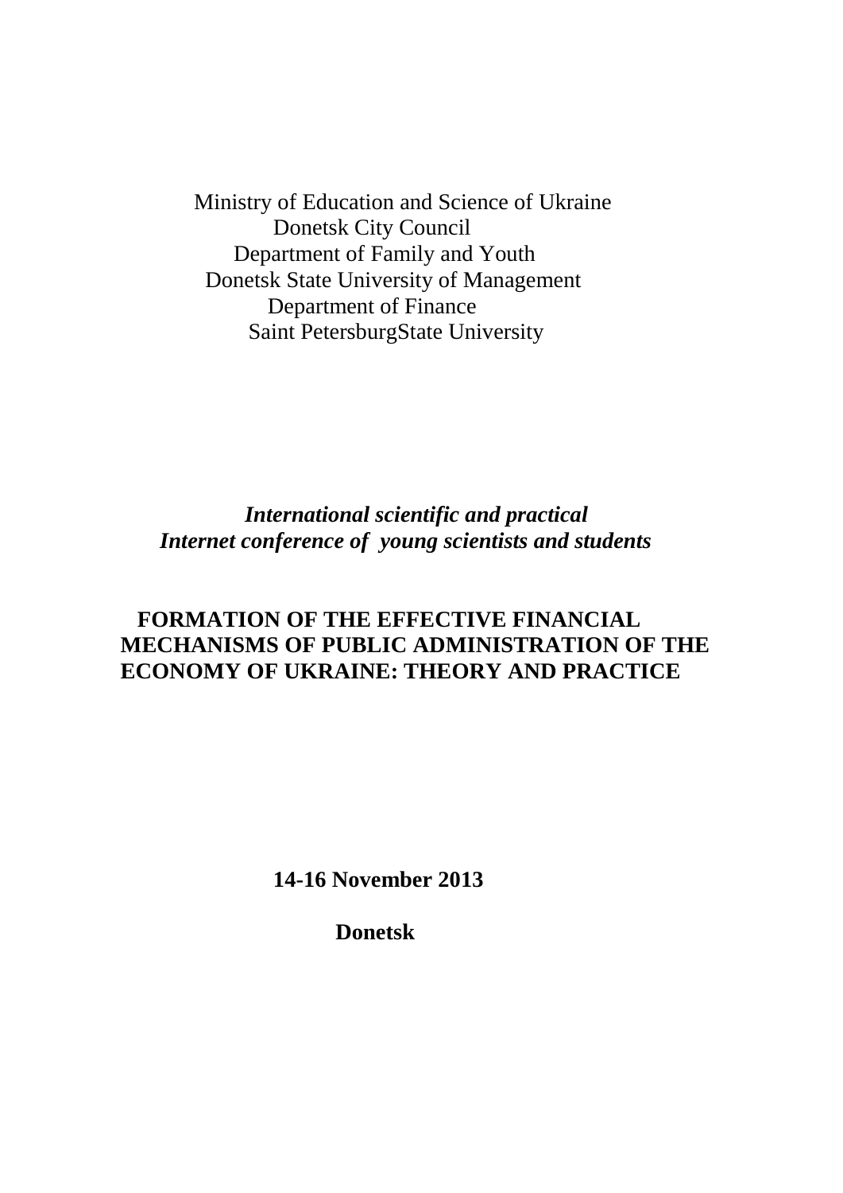Ministry of Education and Science of Ukraine
Donetsk City Council
Department of Family and Youth
Donetsk State University of Management
Department of Finance
Saint PetersburgState University

***International scientific and practical***
***Internet conference of young scientists and students***

# FORMATION OF THE EFFECTIVE FINANCIAL MECHANISMS OF PUBLIC ADMINISTRATION OF THE ECONOMY OF UKRAINE: THEORY AND PRACTICE

**14-16 November 2013**

**Donetsk**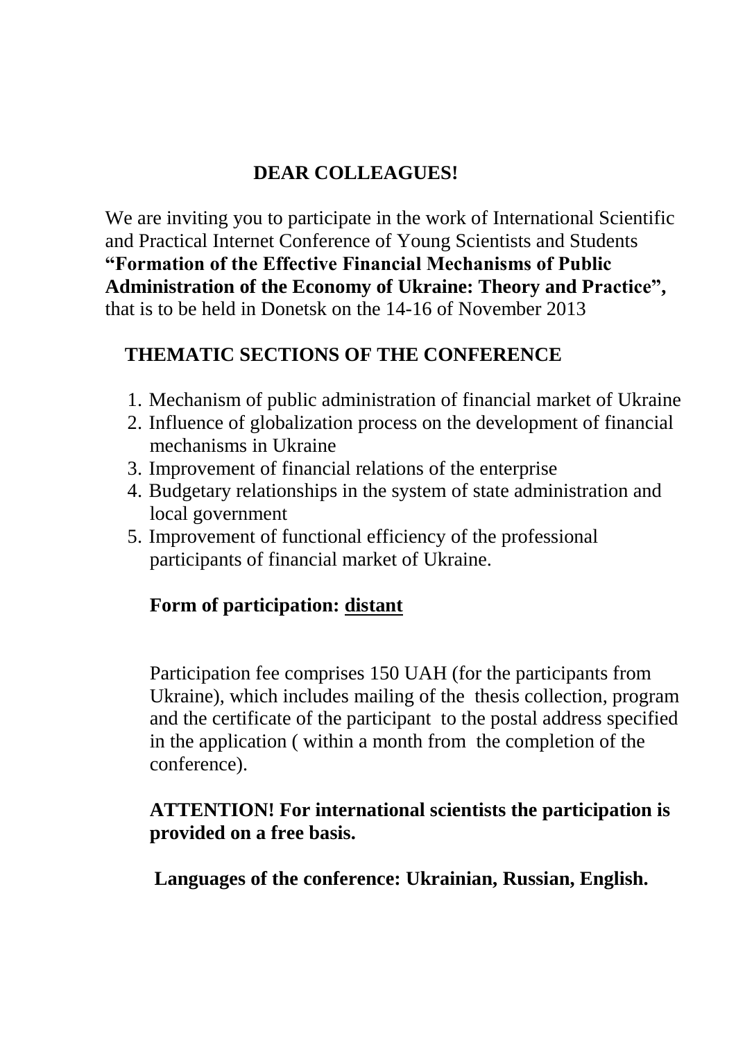## DEAR COLLEAGUES!

We are inviting you to participate in the work of International Scientific and Practical Internet Conference of Young Scientists and Students **"Formation of the Effective Financial Mechanisms of Public Administration of the Economy of Ukraine: Theory and Practice",** that is to be held in Donetsk on the 14-16 of November 2013

## THEMATIC SECTIONS OF THE CONFERENCE

1. Mechanism of public administration of financial market of Ukraine
2. Influence of globalization process on the development of financial mechanisms in Ukraine
3. Improvement of financial relations of the enterprise
4. Budgetary relationships in the system of state administration and local government
5. Improvement of functional efficiency of the professional participants of financial market of Ukraine.

**Form of participation: <u>distant</u>**

Participation fee comprises 150 UAH (for the participants from Ukraine), which includes mailing of the thesis collection, program and the certificate of the participant to the postal address specified in the application ( within a month from the completion of the conference).

**ATTENTION! For international scientists the participation is provided on a free basis.**

**Languages of the conference: Ukrainian, Russian, English.**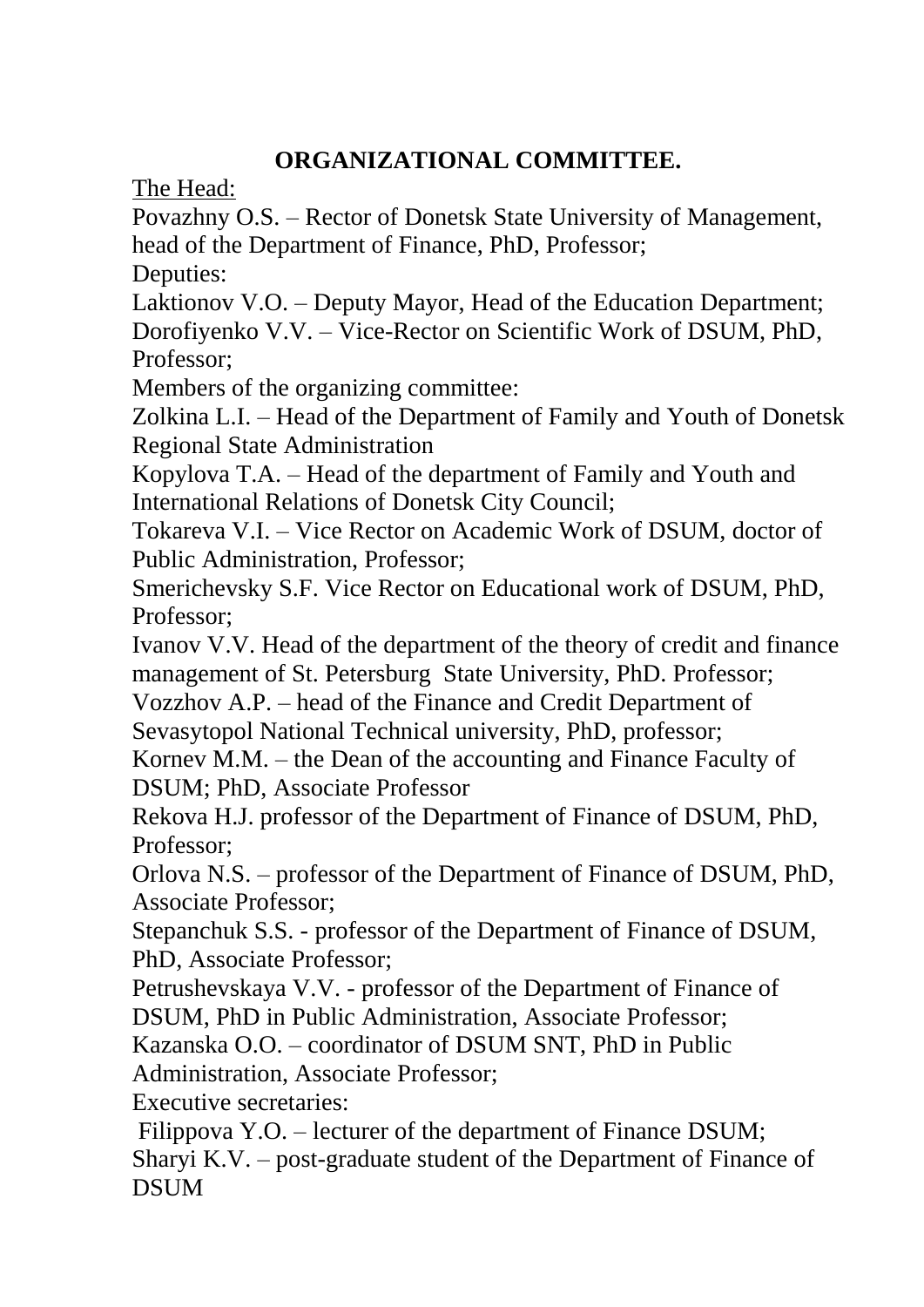# ORGANIZATIONAL COMMITTEE.

The Head:

Povazhny O.S. – Rector of Donetsk State University of Management, head of the Department of Finance, PhD, Professor;

Deputies:

Laktionov V.O. – Deputy Mayor, Head of the Education Department;

Dorofiyenko V.V. – Vice-Rector on Scientific Work of DSUM, PhD, Professor;

Members of the organizing committee:

Zolkina L.I. – Head of the Department of Family and Youth of Donetsk Regional State Administration

Kopylova T.A. – Head of the department of Family and Youth and International Relations of Donetsk City Council;

Tokareva V.I. – Vice Rector on Academic Work of DSUM, doctor of Public Administration, Professor;

Smerichevsky S.F. Vice Rector on Educational work of DSUM, PhD, Professor;

Ivanov V.V. Head of the department of the theory of credit and finance management of St. Petersburg State University, PhD. Professor;

Vozzhov A.P. – head of the Finance and Credit Department of Sevasytopol National Technical university, PhD, professor;

Kornev M.M. – the Dean of the accounting and Finance Faculty of DSUM; PhD, Associate Professor

Rekova H.J. professor of the Department of Finance of DSUM, PhD, Professor;

Orlova N.S. – professor of the Department of Finance of DSUM, PhD, Associate Professor;

Stepanchuk S.S. - professor of the Department of Finance of DSUM, PhD, Associate Professor;

Petrushevskaya V.V. - professor of the Department of Finance of DSUM, PhD in Public Administration, Associate Professor;

Kazanska O.O. – coordinator of DSUM SNT, PhD in Public Administration, Associate Professor;

Executive secretaries:

Filippova Y.O. – lecturer of the department of Finance DSUM;

Sharyi K.V. – post-graduate student of the Department of Finance of DSUM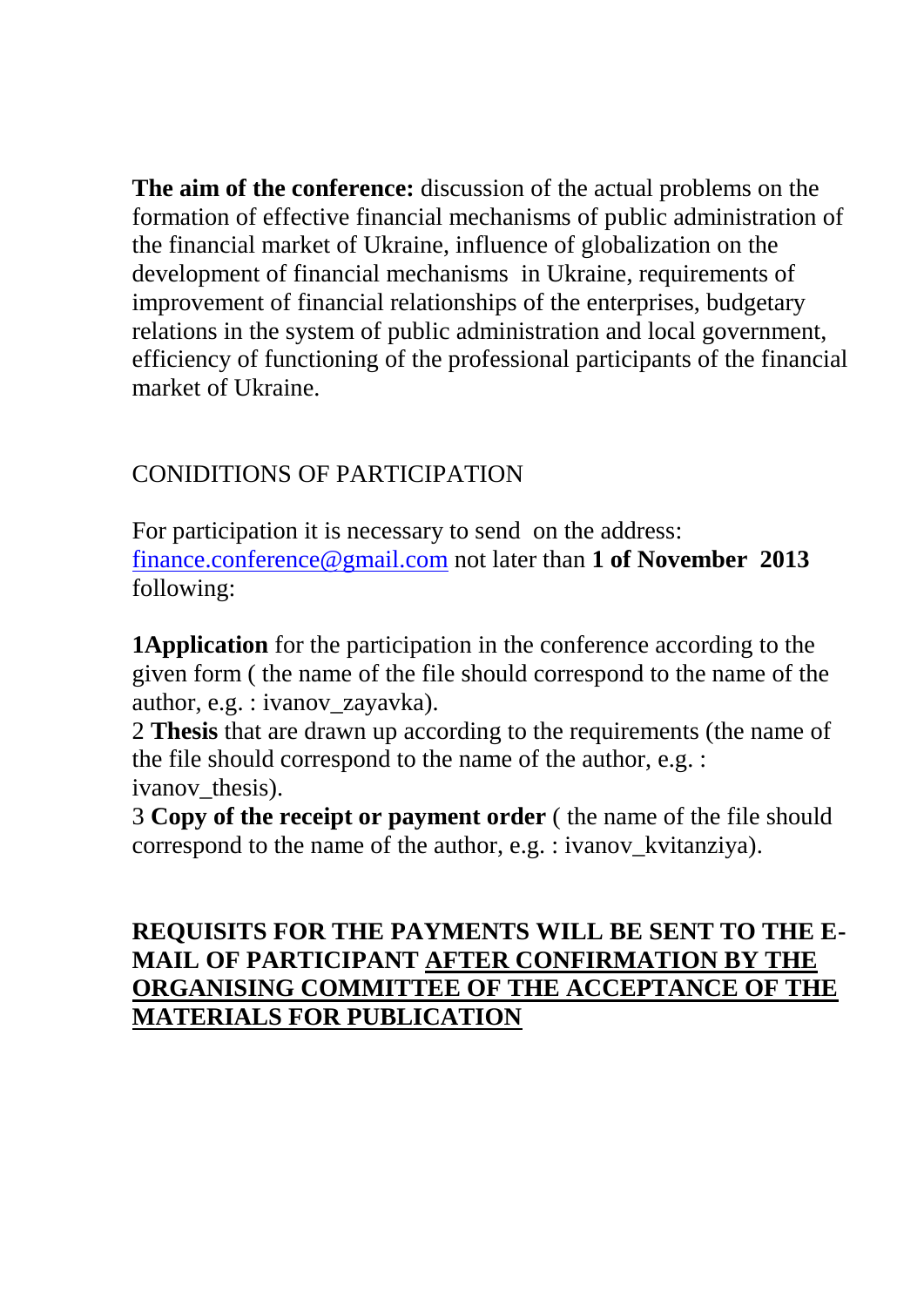**The aim of the conference:** discussion of the actual problems on the formation of effective financial mechanisms of public administration of the financial market of Ukraine, influence of globalization on the development of financial mechanisms in Ukraine, requirements of improvement of financial relationships of the enterprises, budgetary relations in the system of public administration and local government, efficiency of functioning of the professional participants of the financial market of Ukraine.

CONIDITIONS OF PARTICIPATION

For participation it is necessary to send on the address: finance.conference@gmail.com not later than **1 of November 2013** following:

**1Application** for the participation in the conference according to the given form ( the name of the file should correspond to the name of the author, e.g. : ivanov_zayavka).

2 **Thesis** that are drawn up according to the requirements (the name of the file should correspond to the name of the author, e.g. : ivanov_thesis).

3 **Copy of the receipt or payment order** ( the name of the file should correspond to the name of the author, e.g. : ivanov_kvitanziya).

**REQUISITS FOR THE PAYMENTS WILL BE SENT TO THE E-MAIL OF PARTICIPANT AFTER CONFIRMATION BY THE ORGANISING COMMITTEE OF THE ACCEPTANCE OF THE MATERIALS FOR PUBLICATION**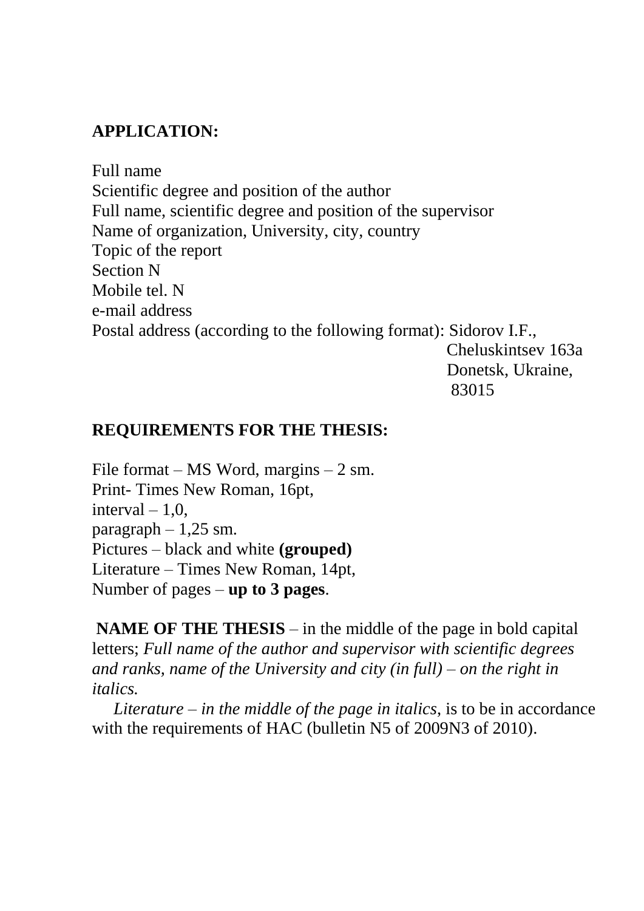**APPLICATION:**

Full name
Scientific degree and position of the author
Full name, scientific degree and position of the supervisor
Name of organization, University, city, country
Topic of the report
Section N
Mobile tel. N
e-mail address
Postal address (according to the following format): Sidorov I.F.,
Cheluskintsev 163a
Donetsk, Ukraine,
83015

**REQUIREMENTS FOR THE THESIS:**

File format – MS Word, margins – 2 sm.
Print- Times New Roman, 16pt,
interval – 1,0,
paragraph – 1,25 sm.
Pictures – black and white **(grouped)**
Literature – Times New Roman, 14pt,
Number of pages – **up to 3 pages**.

**NAME OF THE THESIS** – in the middle of the page in bold capital letters; *Full name of the author and supervisor with scientific degrees and ranks, name of the University and city (in full) – on the right in italics.*

*Literature – in the middle of the page in italics,* is to be in accordance with the requirements of HAC (bulletin N5 of 2009N3 of 2010).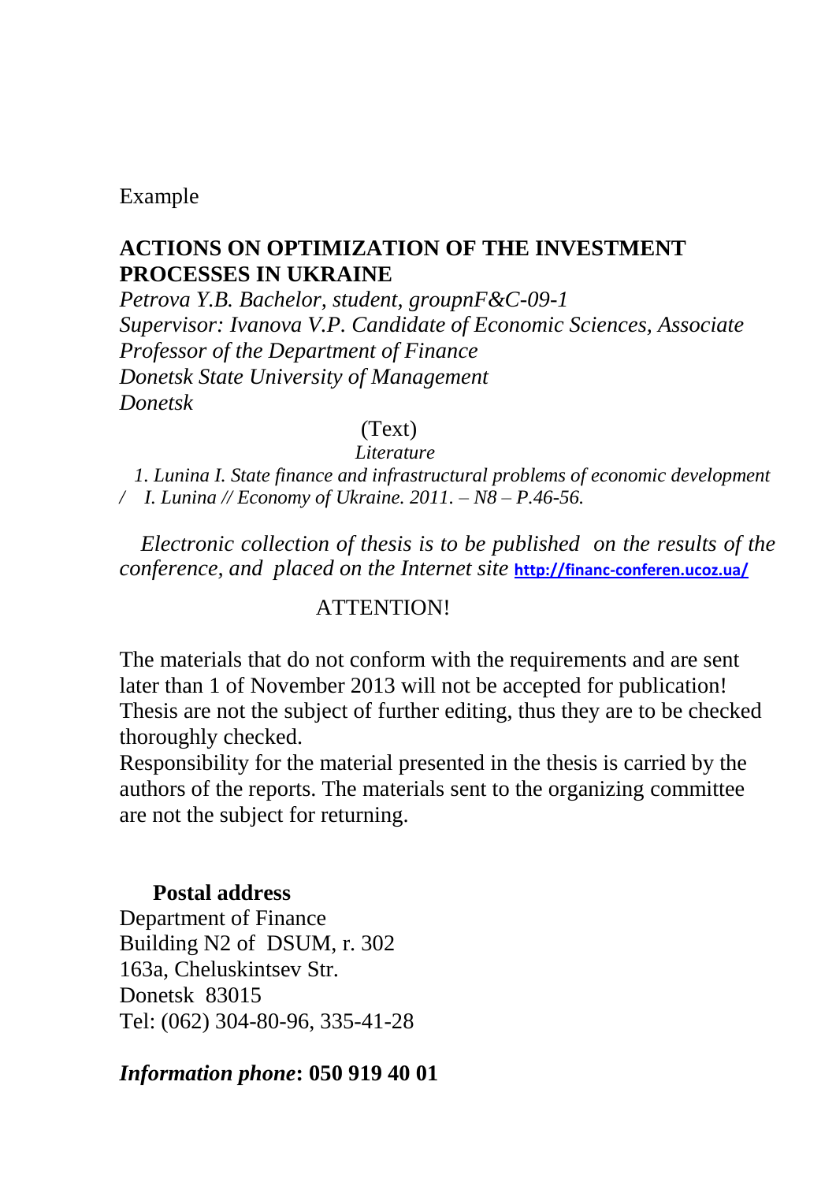Example

**ACTIONS ON OPTIMIZATION OF THE INVESTMENT PROCESSES IN UKRAINE**

*Petrova Y.B. Bachelor, student, groupnF&C-09-1*
*Supervisor: Ivanova V.P. Candidate of Economic Sciences, Associate Professor of the Department of Finance*
*Donetsk State University of Management*
*Donetsk*

(Text)

*Literature*

*1. Lunina I. State finance and infrastructural problems of economic development / I. Lunina // Economy of Ukraine. 2011. – N8 – P.46-56.*

*Electronic collection of thesis is to be published on the results of the conference, and placed on the Internet site* **http://financ-conferen.ucoz.ua/**

ATTENTION!

The materials that do not conform with the requirements and are sent later than 1 of November 2013 will not be accepted for publication! Thesis are not the subject of further editing, thus they are to be checked thoroughly checked.
Responsibility for the material presented in the thesis is carried by the authors of the reports. The materials sent to the organizing committee are not the subject for returning.

**Postal address**
Department of Finance
Building N2 of DSUM, r. 302
163a, Cheluskintsev Str.
Donetsk 83015
Tel: (062) 304-80-96, 335-41-28

***Information phone*: 050 919 40 01**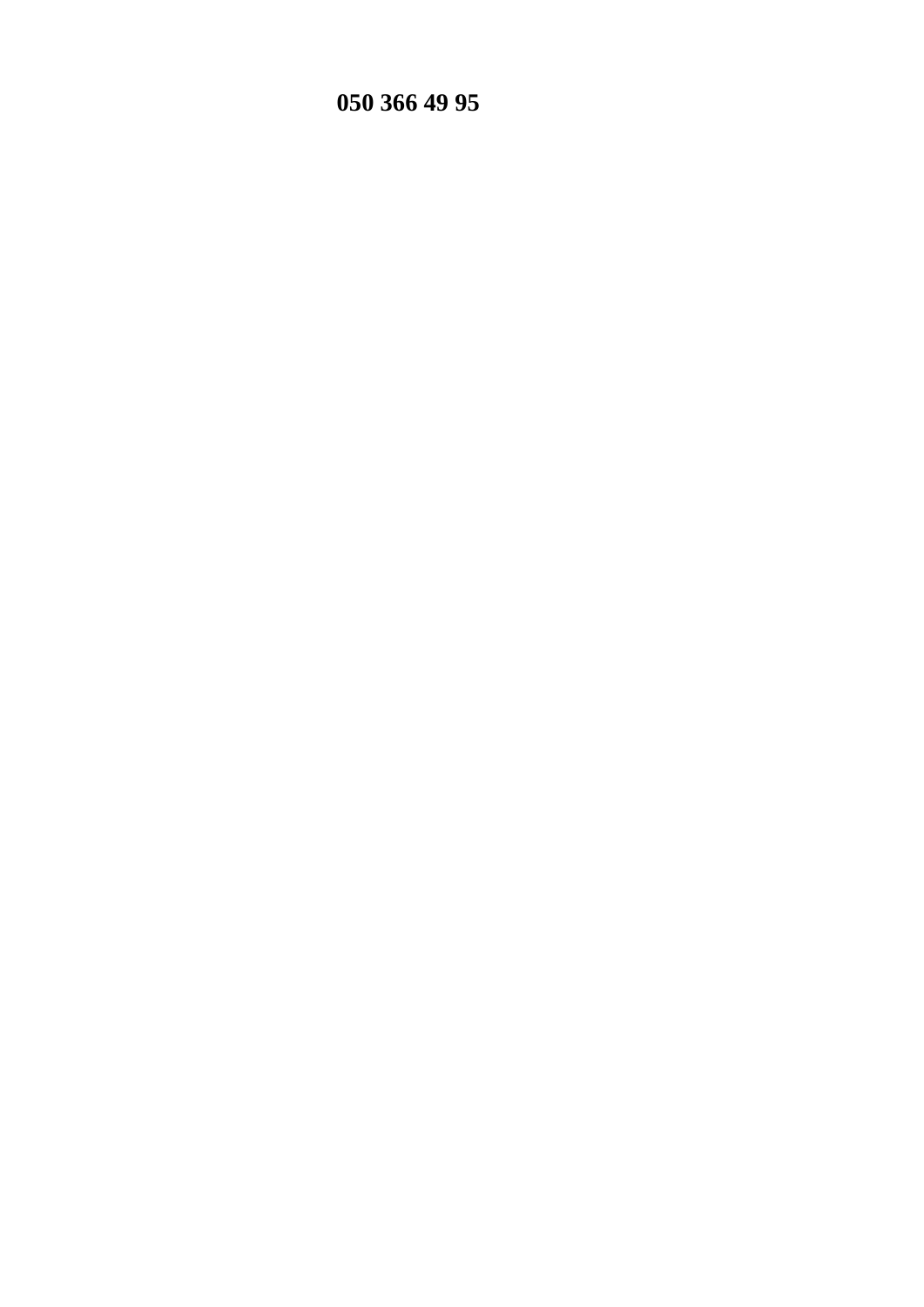**050 366 49 95**